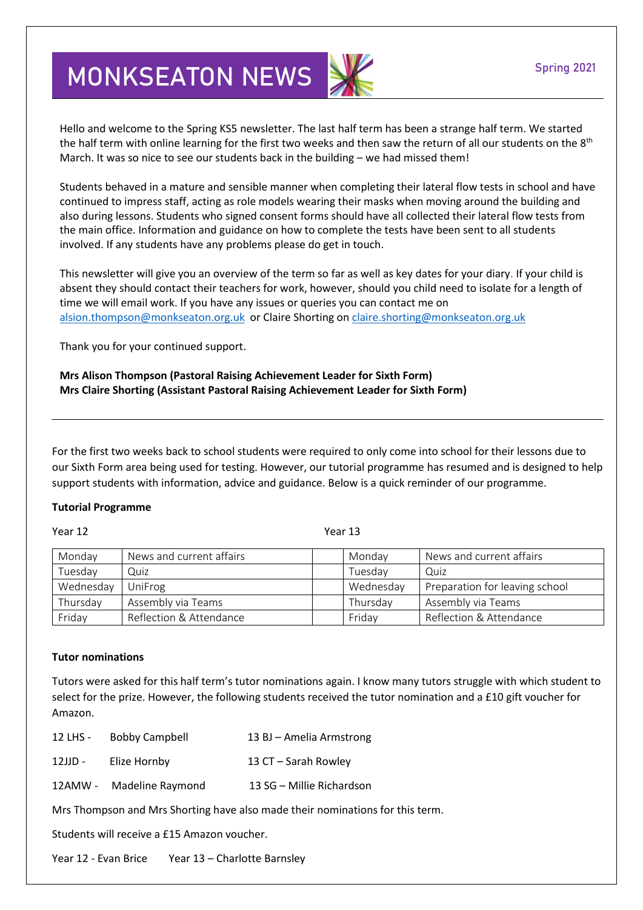# MONKSEATON NEWS

Spring 2021

Hello and welcome to the Spring KS5 newsletter. The last half term has been a strange half term. We started the half term with online learning for the first two weeks and then saw the return of all our students on the 8th March. It was so nice to see our students back in the building – we had missed them!

Students behaved in a mature and sensible manner when completing their lateral flow tests in school and have continued to impress staff, acting as role models wearing their masks when moving around the building and also during lessons. Students who signed consent forms should have all collected their lateral flow tests from the main office. Information and guidance on how to complete the tests have been sent to all students involved. If any students have any problems please do get in touch.

This newsletter will give you an overview of the term so far as well as key dates for your diary. If your child is absent they should contact their teachers for work, however, should you child need to isolate for a length of time we will email work. If you have any issues or queries you can contact me on alsion.thompson@monkseaton.org.uk or Claire Shorting on claire.shorting@monkseaton.org.uk

Thank you for your continued support.

**Mrs Alison Thompson (Pastoral Raising Achievement Leader for Sixth Form)**
**Mrs Claire Shorting (Assistant Pastoral Raising Achievement Leader for Sixth Form)**

---

For the first two weeks back to school students were required to only come into school for their lessons due to our Sixth Form area being used for testing. However, our tutorial programme has resumed and is designed to help support students with information, advice and guidance. Below is a quick reminder of our programme.

**Tutorial Programme**

Year 12

| Monday | News and current affairs |
|---|---|
| Tuesday | Quiz |
| Wednesday | UniFrog |
| Thursday | Assembly via Teams |
| Friday | Reflection & Attendance |

Year 13

| Monday | News and current affairs |
|---|---|
| Tuesday | Quiz |
| Wednesday | Preparation for leaving school |
| Thursday | Assembly via Teams |
| Friday | Reflection & Attendance |

**Tutor nominations**

Tutors were asked for this half term's tutor nominations again. I know many tutors struggle with which student to select for the prize. However, the following students received the tutor nomination and a £10 gift voucher for Amazon.

12 LHS - Bobby Campbell        13 BJ – Amelia Armstrong

12JJD - Elize Hornby        13 CT – Sarah Rowley

12AMW - Madeline Raymond        13 SG – Millie Richardson

Mrs Thompson and Mrs Shorting have also made their nominations for this term.

Students will receive a £15 Amazon voucher.

Year 12 - Evan Brice        Year 13 – Charlotte Barnsley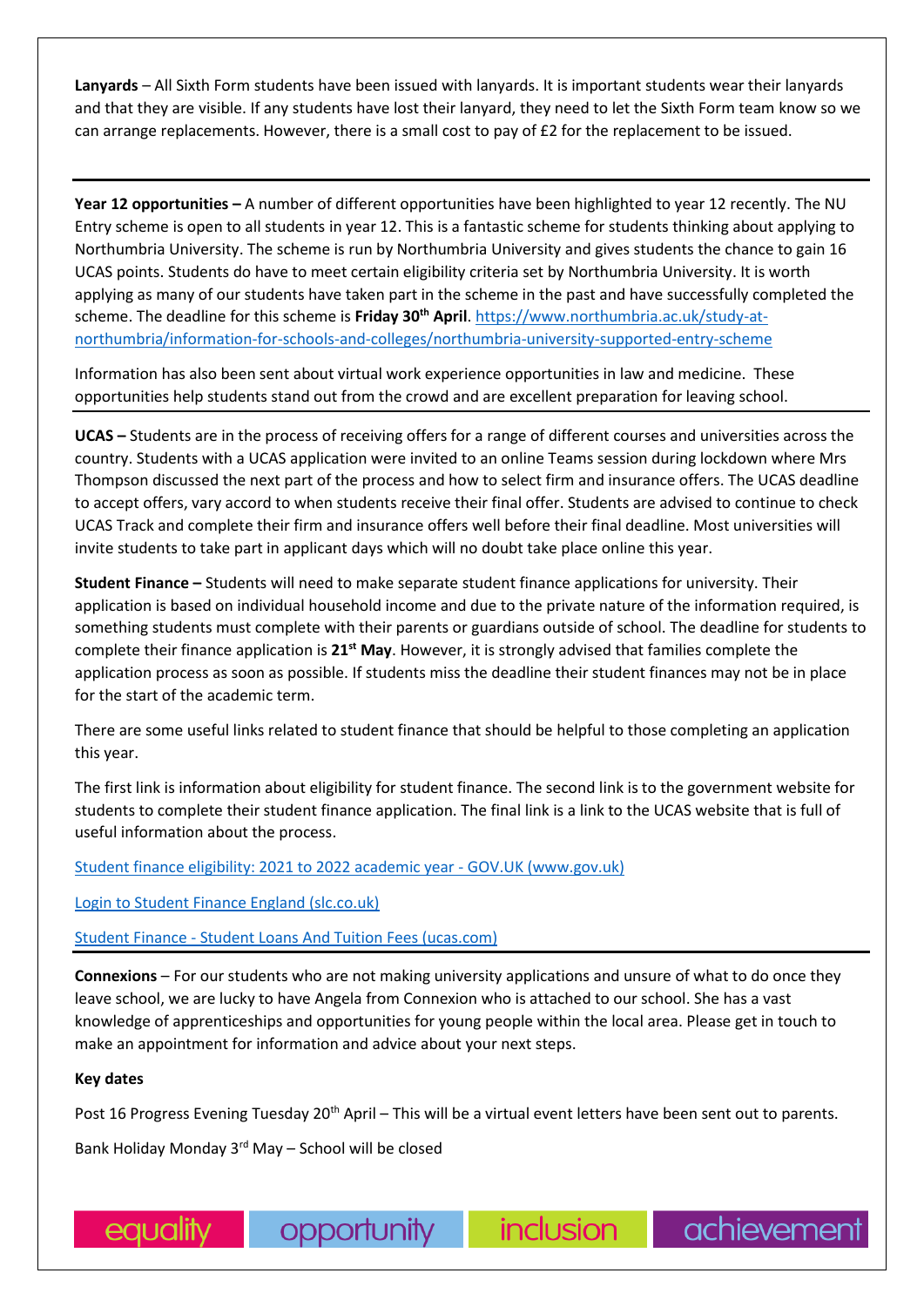**Lanyards** – All Sixth Form students have been issued with lanyards. It is important students wear their lanyards and that they are visible. If any students have lost their lanyard, they need to let the Sixth Form team know so we can arrange replacements. However, there is a small cost to pay of £2 for the replacement to be issued.

---

**Year 12 opportunities –** A number of different opportunities have been highlighted to year 12 recently. The NU Entry scheme is open to all students in year 12. This is a fantastic scheme for students thinking about applying to Northumbria University. The scheme is run by Northumbria University and gives students the chance to gain 16 UCAS points. Students do have to meet certain eligibility criteria set by Northumbria University. It is worth applying as many of our students have taken part in the scheme in the past and have successfully completed the scheme. The deadline for this scheme is **Friday 30th April**. https://www.northumbria.ac.uk/study-at-northumbria/information-for-schools-and-colleges/northumbria-university-supported-entry-scheme

Information has also been sent about virtual work experience opportunities in law and medicine. These opportunities help students stand out from the crowd and are excellent preparation for leaving school.

---

**UCAS –** Students are in the process of receiving offers for a range of different courses and universities across the country. Students with a UCAS application were invited to an online Teams session during lockdown where Mrs Thompson discussed the next part of the process and how to select firm and insurance offers. The UCAS deadline to accept offers, vary accord to when students receive their final offer. Students are advised to continue to check UCAS Track and complete their firm and insurance offers well before their final deadline. Most universities will invite students to take part in applicant days which will no doubt take place online this year.

**Student Finance –** Students will need to make separate student finance applications for university. Their application is based on individual household income and due to the private nature of the information required, is something students must complete with their parents or guardians outside of school. The deadline for students to complete their finance application is **21st May**. However, it is strongly advised that families complete the application process as soon as possible. If students miss the deadline their student finances may not be in place for the start of the academic term.

There are some useful links related to student finance that should be helpful to those completing an application this year.

The first link is information about eligibility for student finance. The second link is to the government website for students to complete their student finance application. The final link is a link to the UCAS website that is full of useful information about the process.

Student finance eligibility: 2021 to 2022 academic year - GOV.UK (www.gov.uk)

Login to Student Finance England (slc.co.uk)

Student Finance - Student Loans And Tuition Fees (ucas.com)

---

**Connexions** – For our students who are not making university applications and unsure of what to do once they leave school, we are lucky to have Angela from Connexion who is attached to our school. She has a vast knowledge of apprenticeships and opportunities for young people within the local area. Please get in touch to make an appointment for information and advice about your next steps.

**Key dates**

Post 16 Progress Evening Tuesday 20th April – This will be a virtual event letters have been sent out to parents.

Bank Holiday Monday 3rd May – School will be closed

equality opportunity inclusion achievement